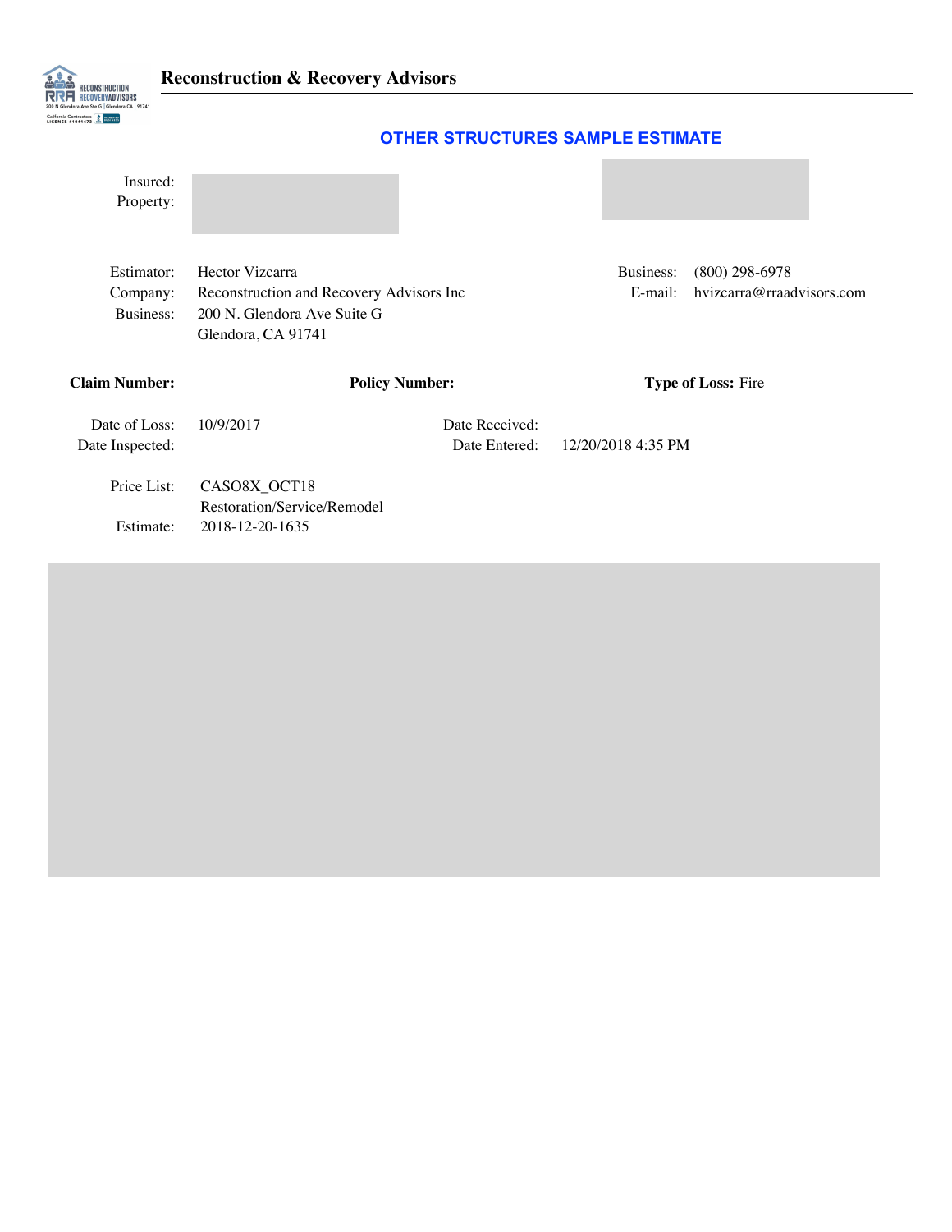**Reconstruction & Recovery Advisors**

## OTHER STRUCTURES SAMPLE ESTIMATE

Insured:
Property:

| | | | |
|---|---|---|---|
| Estimator: | Hector Vizcarra | Business: | (800) 298-6978 |
| Company: | Reconstruction and Recovery Advisors Inc | E-mail: | hvizcarra@rraadvisors.com |
| Business: | 200 N. Glendora Ave Suite G<br>Glendora, CA 91741 | | |

**Claim Number:** **Policy Number:** **Type of Loss:** Fire

| | | | |
|---|---|---|---|
| Date of Loss: | 10/9/2017 | Date Received: | |
| Date Inspected: | | Date Entered: | 12/20/2018 4:35 PM |

| | |
|---|---|
| Price List: | CASO8X_OCT18<br>Restoration/Service/Remodel |
| Estimate: | 2018-12-20-1635 |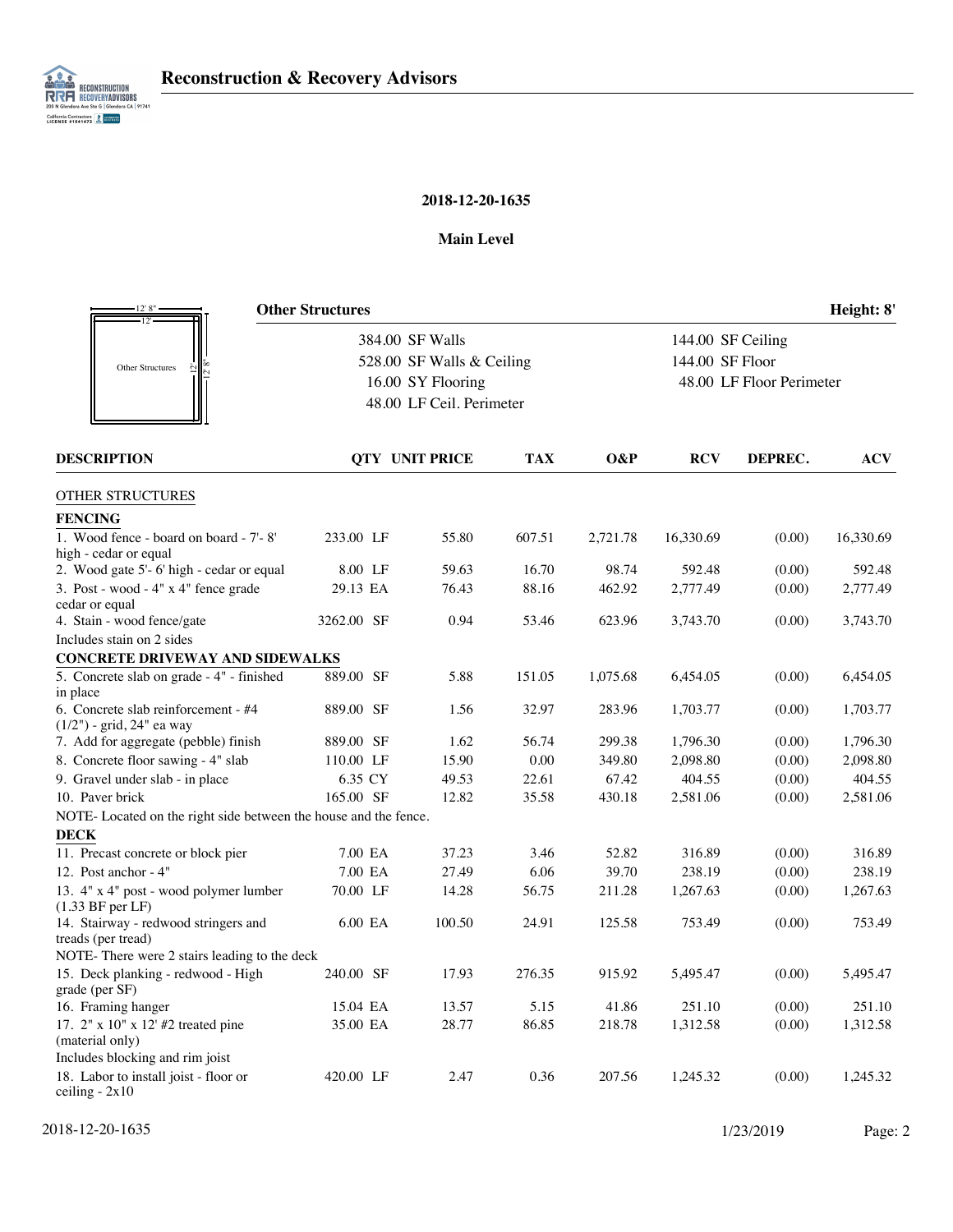## 2018-12-20-1635

### Main Level

**Other Structures** — **Height: 8'**

| | |
|---|---|
| 384.00 SF Walls | 144.00 SF Ceiling |
| 528.00 SF Walls & Ceiling | 144.00 SF Floor |
| 16.00 SY Flooring | 48.00 LF Floor Perimeter |
| 48.00 LF Ceil. Perimeter | |

| DESCRIPTION | QTY | UNIT PRICE | TAX | O&P | RCV | DEPREC. | ACV |
|---|---|---|---|---|---|---|---|
| OTHER STRUCTURES | | | | | | | |
| **FENCING** | | | | | | | |
| 1. Wood fence - board on board - 7'- 8' high - cedar or equal | 233.00 LF | 55.80 | 607.51 | 2,721.78 | 16,330.69 | (0.00) | 16,330.69 |
| 2. Wood gate 5'- 6' high - cedar or equal | 8.00 LF | 59.63 | 16.70 | 98.74 | 592.48 | (0.00) | 592.48 |
| 3. Post - wood - 4" x 4" fence grade cedar or equal | 29.13 EA | 76.43 | 88.16 | 462.92 | 2,777.49 | (0.00) | 2,777.49 |
| 4. Stain - wood fence/gate | 3262.00 SF | 0.94 | 53.46 | 623.96 | 3,743.70 | (0.00) | 3,743.70 |
| Includes stain on 2 sides | | | | | | | |
| **CONCRETE DRIVEWAY AND SIDEWALKS** | | | | | | | |
| 5. Concrete slab on grade - 4" - finished in place | 889.00 SF | 5.88 | 151.05 | 1,075.68 | 6,454.05 | (0.00) | 6,454.05 |
| 6. Concrete slab reinforcement - #4 (1/2") - grid, 24" ea way | 889.00 SF | 1.56 | 32.97 | 283.96 | 1,703.77 | (0.00) | 1,703.77 |
| 7. Add for aggregate (pebble) finish | 889.00 SF | 1.62 | 56.74 | 299.38 | 1,796.30 | (0.00) | 1,796.30 |
| 8. Concrete floor sawing - 4" slab | 110.00 LF | 15.90 | 0.00 | 349.80 | 2,098.80 | (0.00) | 2,098.80 |
| 9. Gravel under slab - in place | 6.35 CY | 49.53 | 22.61 | 67.42 | 404.55 | (0.00) | 404.55 |
| 10. Paver brick | 165.00 SF | 12.82 | 35.58 | 430.18 | 2,581.06 | (0.00) | 2,581.06 |
| NOTE- Located on the right side between the house and the fence. | | | | | | | |
| **DECK** | | | | | | | |
| 11. Precast concrete or block pier | 7.00 EA | 37.23 | 3.46 | 52.82 | 316.89 | (0.00) | 316.89 |
| 12. Post anchor - 4" | 7.00 EA | 27.49 | 6.06 | 39.70 | 238.19 | (0.00) | 238.19 |
| 13. 4" x 4" post - wood polymer lumber (1.33 BF per LF) | 70.00 LF | 14.28 | 56.75 | 211.28 | 1,267.63 | (0.00) | 1,267.63 |
| 14. Stairway - redwood stringers and treads (per tread) | 6.00 EA | 100.50 | 24.91 | 125.58 | 753.49 | (0.00) | 753.49 |
| NOTE- There were 2 stairs leading to the deck | | | | | | | |
| 15. Deck planking - redwood - High grade (per SF) | 240.00 SF | 17.93 | 276.35 | 915.92 | 5,495.47 | (0.00) | 5,495.47 |
| 16. Framing hanger | 15.04 EA | 13.57 | 5.15 | 41.86 | 251.10 | (0.00) | 251.10 |
| 17. 2" x 10" x 12' #2 treated pine (material only) | 35.00 EA | 28.77 | 86.85 | 218.78 | 1,312.58 | (0.00) | 1,312.58 |
| Includes blocking and rim joist | | | | | | | |
| 18. Labor to install joist - floor or ceiling - 2x10 | 420.00 LF | 2.47 | 0.36 | 207.56 | 1,245.32 | (0.00) | 1,245.32 |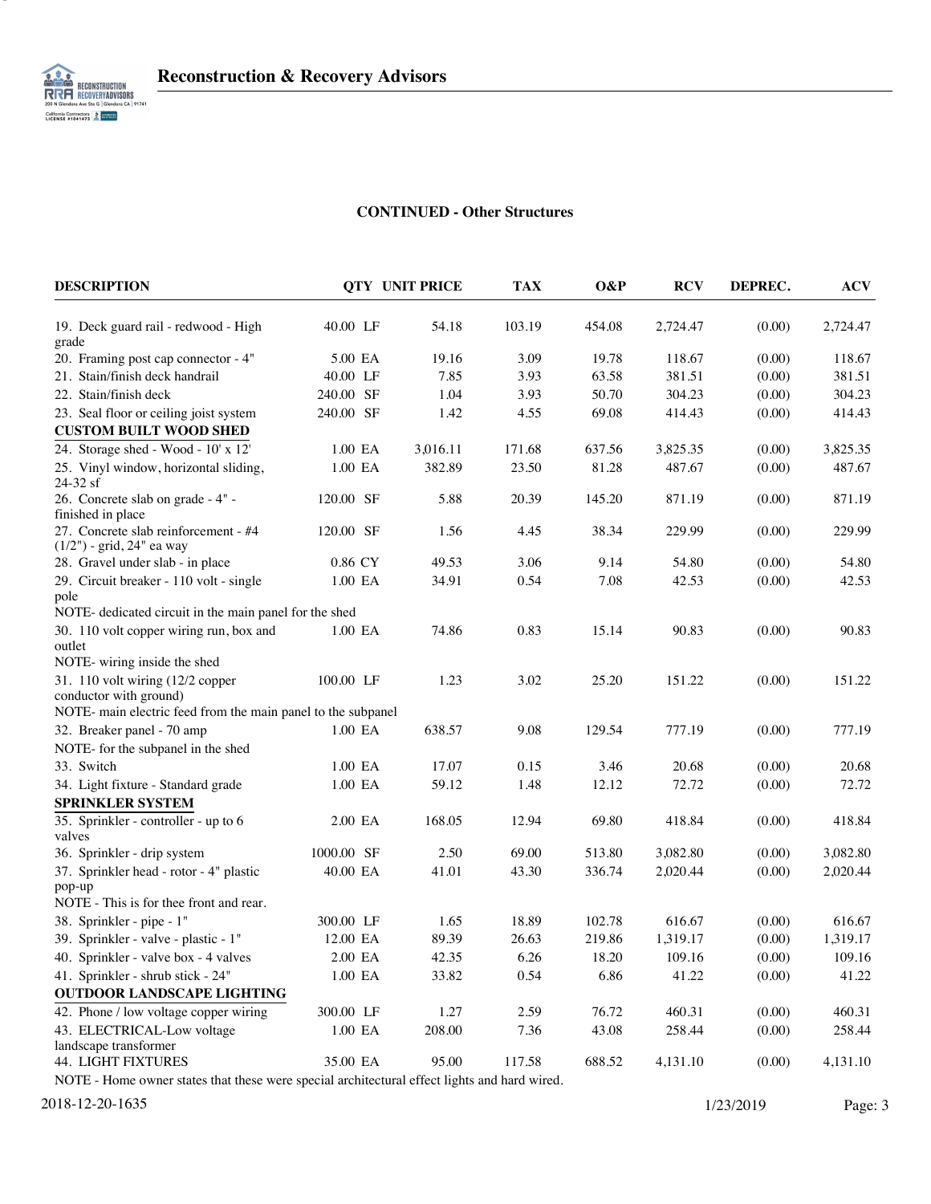## CONTINUED - Other Structures

| DESCRIPTION | QTY | UNIT PRICE | TAX | O&P | RCV | DEPREC. | ACV |
|---|---|---|---|---|---|---|---|
| 19. Deck guard rail - redwood - High grade | 40.00 LF | 54.18 | 103.19 | 454.08 | 2,724.47 | (0.00) | 2,724.47 |
| 20. Framing post cap connector - 4" | 5.00 EA | 19.16 | 3.09 | 19.78 | 118.67 | (0.00) | 118.67 |
| 21. Stain/finish deck handrail | 40.00 LF | 7.85 | 3.93 | 63.58 | 381.51 | (0.00) | 381.51 |
| 22. Stain/finish deck | 240.00 SF | 1.04 | 3.93 | 50.70 | 304.23 | (0.00) | 304.23 |
| 23. Seal floor or ceiling joist system | 240.00 SF | 1.42 | 4.55 | 69.08 | 414.43 | (0.00) | 414.43 |
| **CUSTOM BUILT WOOD SHED** | | | | | | | |
| 24. Storage shed - Wood - 10' x 12' | 1.00 EA | 3,016.11 | 171.68 | 637.56 | 3,825.35 | (0.00) | 3,825.35 |
| 25. Vinyl window, horizontal sliding, 24-32 sf | 1.00 EA | 382.89 | 23.50 | 81.28 | 487.67 | (0.00) | 487.67 |
| 26. Concrete slab on grade - 4" - finished in place | 120.00 SF | 5.88 | 20.39 | 145.20 | 871.19 | (0.00) | 871.19 |
| 27. Concrete slab reinforcement - #4 (1/2") - grid, 24" ea way | 120.00 SF | 1.56 | 4.45 | 38.34 | 229.99 | (0.00) | 229.99 |
| 28. Gravel under slab - in place | 0.86 CY | 49.53 | 3.06 | 9.14 | 54.80 | (0.00) | 54.80 |
| 29. Circuit breaker - 110 volt - single pole | 1.00 EA | 34.91 | 0.54 | 7.08 | 42.53 | (0.00) | 42.53 |
| NOTE- dedicated circuit in the main panel for the shed | | | | | | | |
| 30. 110 volt copper wiring run, box and outlet | 1.00 EA | 74.86 | 0.83 | 15.14 | 90.83 | (0.00) | 90.83 |
| NOTE- wiring inside the shed | | | | | | | |
| 31. 110 volt wiring (12/2 copper conductor with ground) | 100.00 LF | 1.23 | 3.02 | 25.20 | 151.22 | (0.00) | 151.22 |
| NOTE- main electric feed from the main panel to the subpanel | | | | | | | |
| 32. Breaker panel - 70 amp | 1.00 EA | 638.57 | 9.08 | 129.54 | 777.19 | (0.00) | 777.19 |
| NOTE- for the subpanel in the shed | | | | | | | |
| 33. Switch | 1.00 EA | 17.07 | 0.15 | 3.46 | 20.68 | (0.00) | 20.68 |
| 34. Light fixture - Standard grade | 1.00 EA | 59.12 | 1.48 | 12.12 | 72.72 | (0.00) | 72.72 |
| **SPRINKLER SYSTEM** | | | | | | | |
| 35. Sprinkler - controller - up to 6 valves | 2.00 EA | 168.05 | 12.94 | 69.80 | 418.84 | (0.00) | 418.84 |
| 36. Sprinkler - drip system | 1000.00 SF | 2.50 | 69.00 | 513.80 | 3,082.80 | (0.00) | 3,082.80 |
| 37. Sprinkler head - rotor - 4" plastic pop-up | 40.00 EA | 41.01 | 43.30 | 336.74 | 2,020.44 | (0.00) | 2,020.44 |
| NOTE - This is for thee front and rear. | | | | | | | |
| 38. Sprinkler - pipe - 1" | 300.00 LF | 1.65 | 18.89 | 102.78 | 616.67 | (0.00) | 616.67 |
| 39. Sprinkler - valve - plastic - 1" | 12.00 EA | 89.39 | 26.63 | 219.86 | 1,319.17 | (0.00) | 1,319.17 |
| 40. Sprinkler - valve box - 4 valves | 2.00 EA | 42.35 | 6.26 | 18.20 | 109.16 | (0.00) | 109.16 |
| 41. Sprinkler - shrub stick - 24" | 1.00 EA | 33.82 | 0.54 | 6.86 | 41.22 | (0.00) | 41.22 |
| **OUTDOOR LANDSCAPE LIGHTING** | | | | | | | |
| 42. Phone / low voltage copper wiring | 300.00 LF | 1.27 | 2.59 | 76.72 | 460.31 | (0.00) | 460.31 |
| 43. ELECTRICAL-Low voltage landscape transformer | 1.00 EA | 208.00 | 7.36 | 43.08 | 258.44 | (0.00) | 258.44 |
| 44. LIGHT FIXTURES | 35.00 EA | 95.00 | 117.58 | 688.52 | 4,131.10 | (0.00) | 4,131.10 |
| NOTE - Home owner states that these were special architectural effect lights and hard wired. | | | | | | | |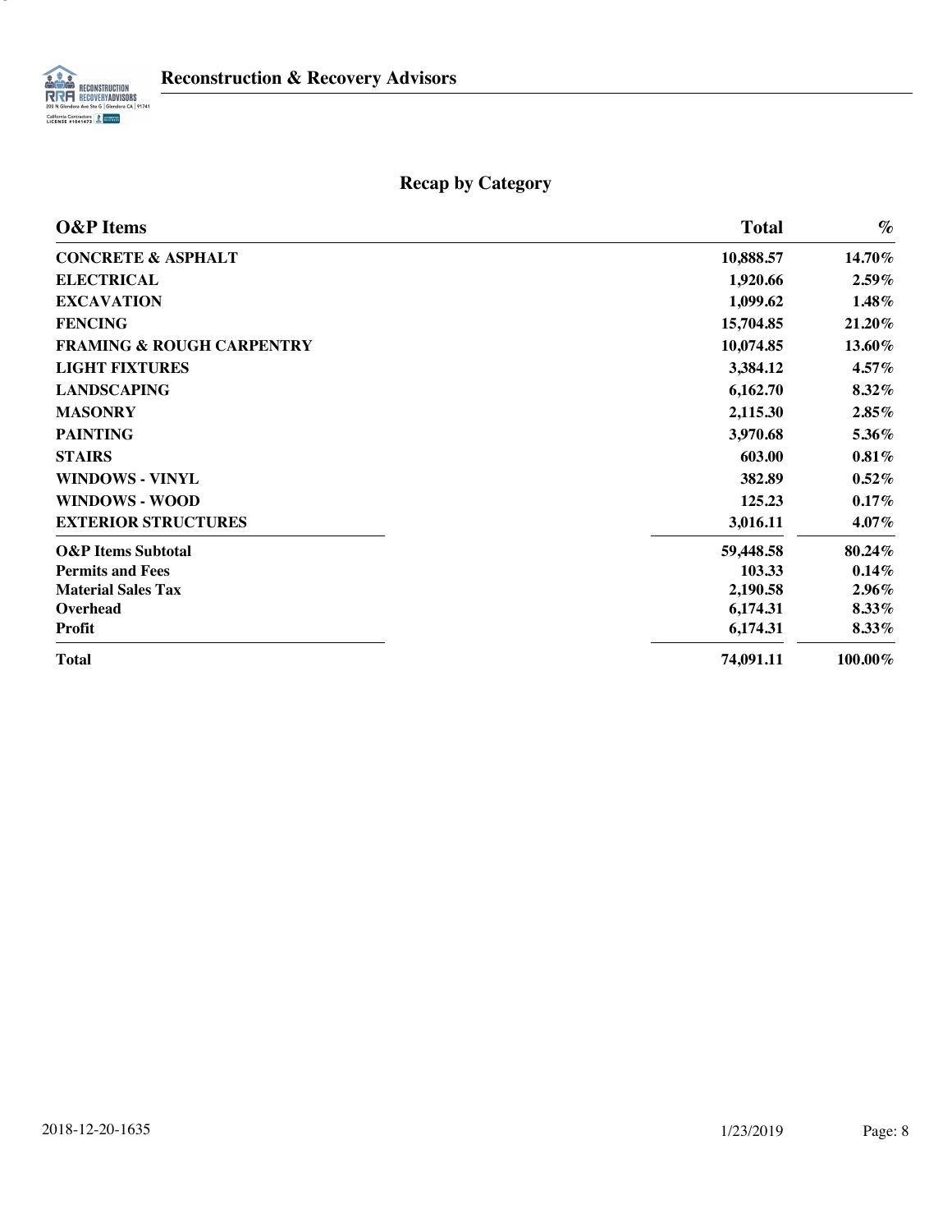## Recap by Category

| O&P Items | Total | % |
|---|---|---|
| **CONCRETE & ASPHALT** | **10,888.57** | **14.70%** |
| **ELECTRICAL** | **1,920.66** | **2.59%** |
| **EXCAVATION** | **1,099.62** | **1.48%** |
| **FENCING** | **15,704.85** | **21.20%** |
| **FRAMING & ROUGH CARPENTRY** | **10,074.85** | **13.60%** |
| **LIGHT FIXTURES** | **3,384.12** | **4.57%** |
| **LANDSCAPING** | **6,162.70** | **8.32%** |
| **MASONRY** | **2,115.30** | **2.85%** |
| **PAINTING** | **3,970.68** | **5.36%** |
| **STAIRS** | **603.00** | **0.81%** |
| **WINDOWS - VINYL** | **382.89** | **0.52%** |
| **WINDOWS - WOOD** | **125.23** | **0.17%** |
| **EXTERIOR STRUCTURES** | **3,016.11** | **4.07%** |
| **O&P Items Subtotal** | **59,448.58** | **80.24%** |
| **Permits and Fees** | **103.33** | **0.14%** |
| **Material Sales Tax** | **2,190.58** | **2.96%** |
| **Overhead** | **6,174.31** | **8.33%** |
| **Profit** | **6,174.31** | **8.33%** |
| **Total** | **74,091.11** | **100.00%** |